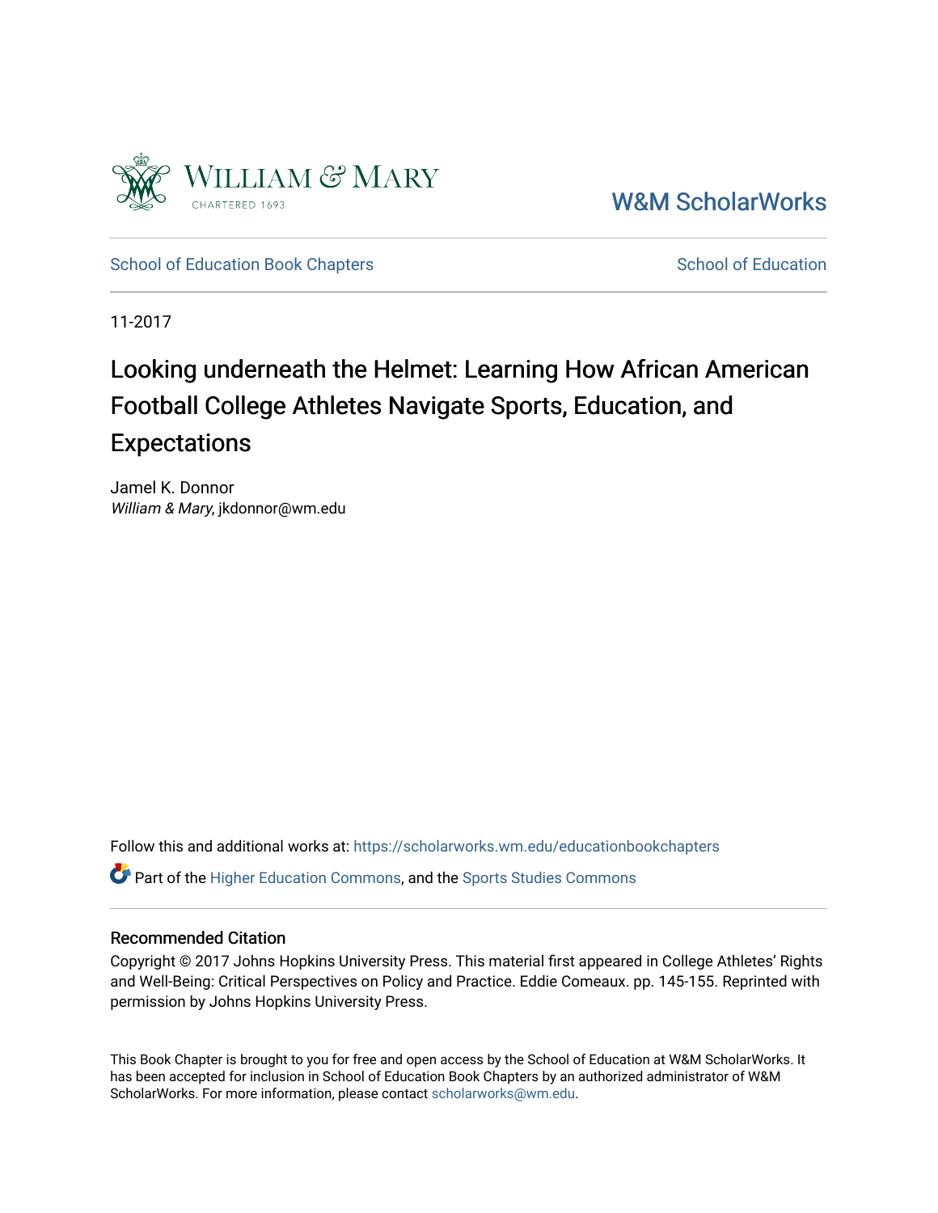W&M ScholarWorks

School of Education Book Chapters

School of Education

11-2017

# Looking underneath the Helmet: Learning How African American Football College Athletes Navigate Sports, Education, and Expectations

Jamel K. Donnor
*William & Mary*, jkdonnor@wm.edu

Follow this and additional works at: https://scholarworks.wm.edu/educationbookchapters

Part of the Higher Education Commons, and the Sports Studies Commons

## Recommended Citation

Copyright © 2017 Johns Hopkins University Press. This material first appeared in College Athletes' Rights and Well-Being: Critical Perspectives on Policy and Practice. Eddie Comeaux. pp. 145-155. Reprinted with permission by Johns Hopkins University Press.

This Book Chapter is brought to you for free and open access by the School of Education at W&M ScholarWorks. It has been accepted for inclusion in School of Education Book Chapters by an authorized administrator of W&M ScholarWorks. For more information, please contact scholarworks@wm.edu.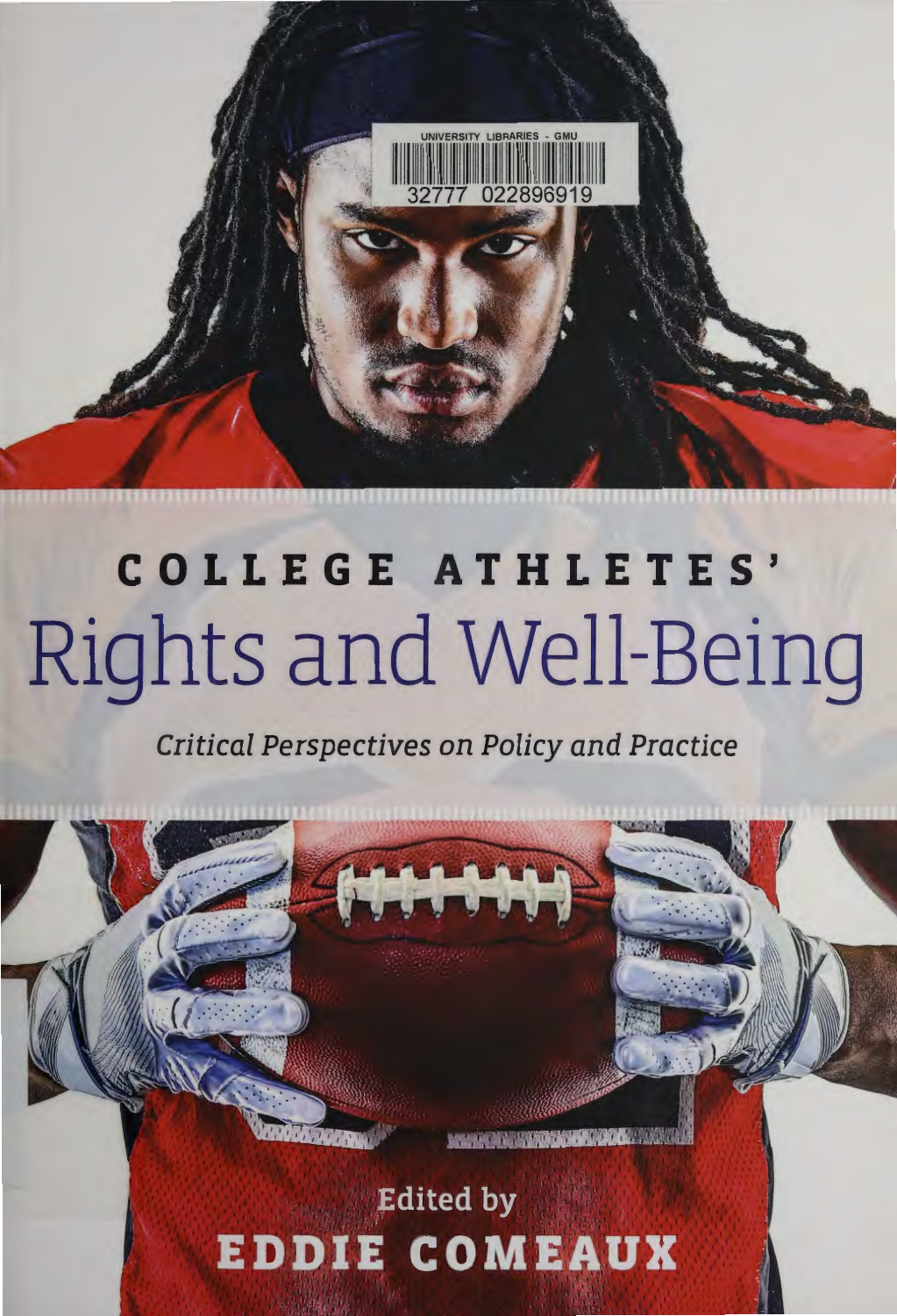UNIVERSITY LIBRARIES - GMU

32777 022896919

COLLEGE ATHLETES'

# Rights and Well-Being

*Critical Perspectives on Policy and Practice*

Edited by

**EDDIE COMEAUX**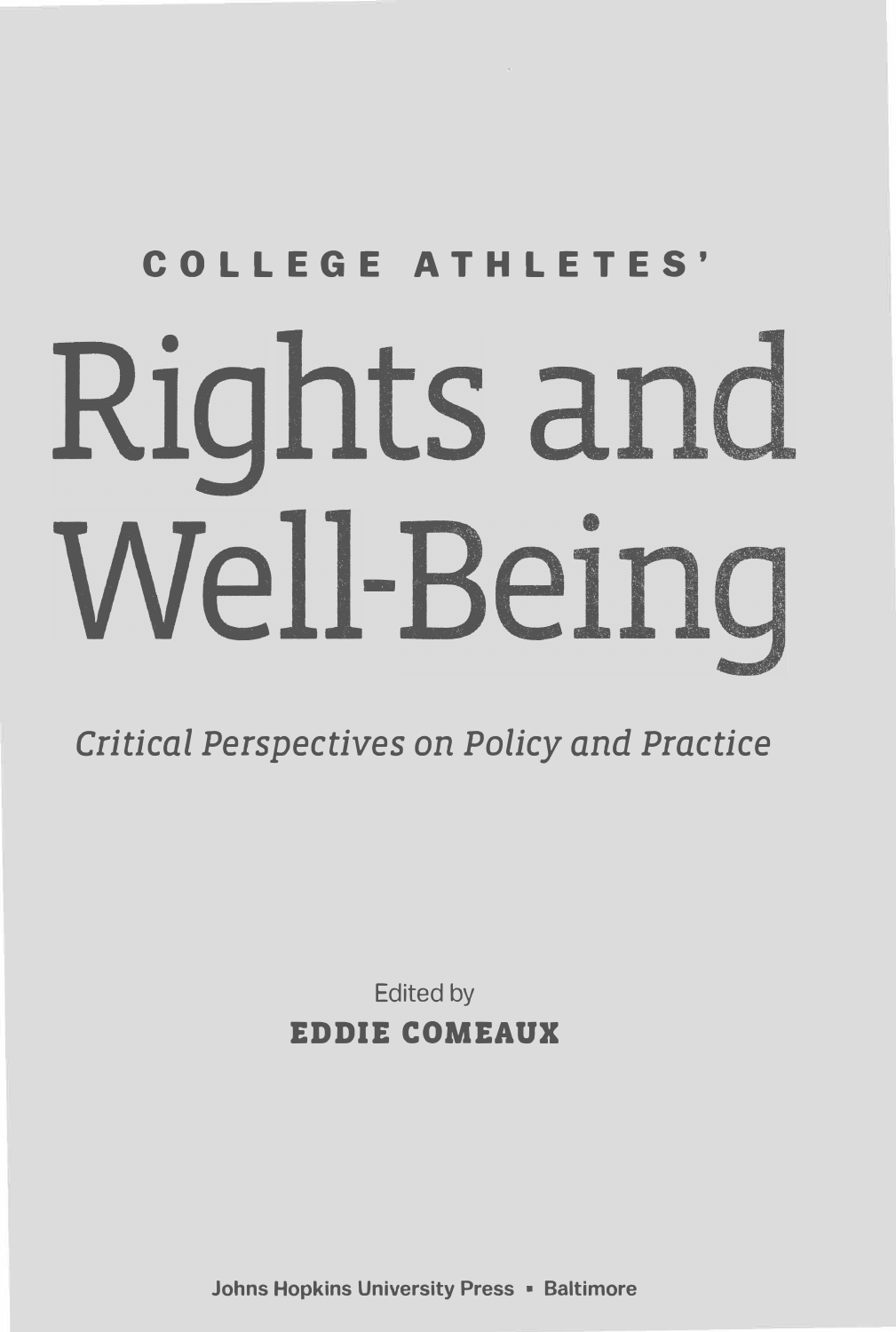COLLEGE ATHLETES'

# Rights and Well-Being

*Critical Perspectives on Policy and Practice*

Edited by

**EDDIE COMEAUX**

Johns Hopkins University Press ▪ Baltimore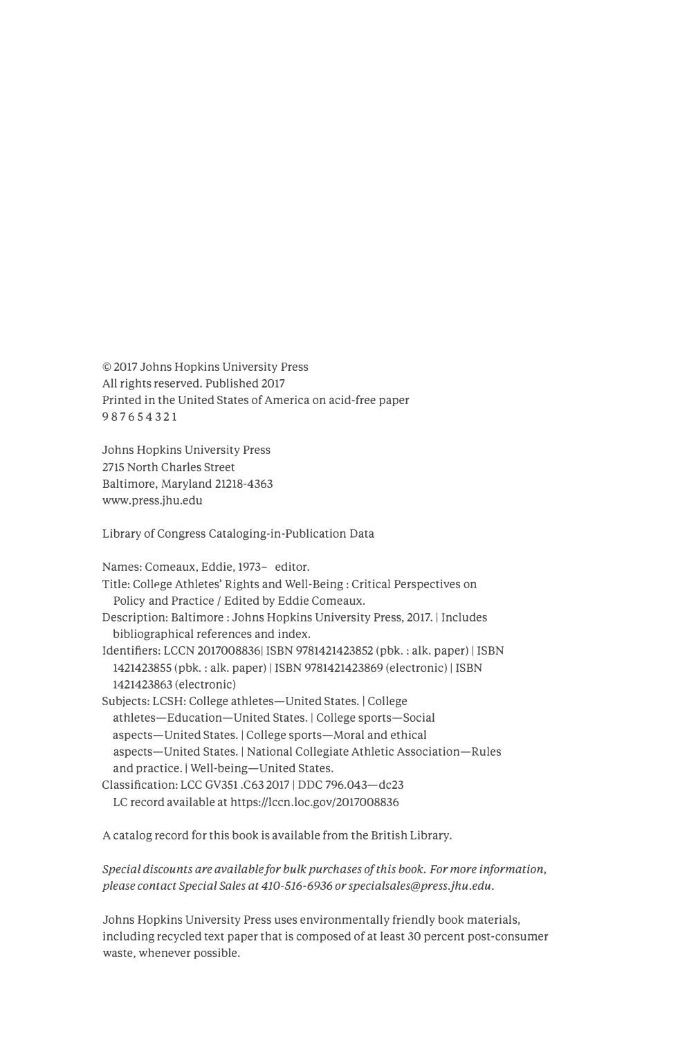© 2017 Johns Hopkins University Press
All rights reserved. Published 2017
Printed in the United States of America on acid-free paper
9 8 7 6 5 4 3 2 1

Johns Hopkins University Press
2715 North Charles Street
Baltimore, Maryland 21218-4363
www.press.jhu.edu

Library of Congress Cataloging-in-Publication Data

Names: Comeaux, Eddie, 1973– editor.
Title: College Athletes' Rights and Well-Being : Critical Perspectives on Policy and Practice / Edited by Eddie Comeaux.
Description: Baltimore : Johns Hopkins University Press, 2017. | Includes bibliographical references and index.
Identifiers: LCCN 2017008836| ISBN 9781421423852 (pbk. : alk. paper) | ISBN 1421423855 (pbk. : alk. paper) | ISBN 9781421423869 (electronic) | ISBN 1421423863 (electronic)
Subjects: LCSH: College athletes—United States. | College athletes—Education—United States. | College sports—Social aspects—United States. | College sports—Moral and ethical aspects—United States. | National Collegiate Athletic Association—Rules and practice. | Well-being—United States.
Classification: LCC GV351 .C63 2017 | DDC 796.043—dc23
LC record available at https://lccn.loc.gov/2017008836

A catalog record for this book is available from the British Library.

*Special discounts are available for bulk purchases of this book. For more information, please contact Special Sales at 410-516-6936 or specialsales@press.jhu.edu.*

Johns Hopkins University Press uses environmentally friendly book materials, including recycled text paper that is composed of at least 30 percent post-consumer waste, whenever possible.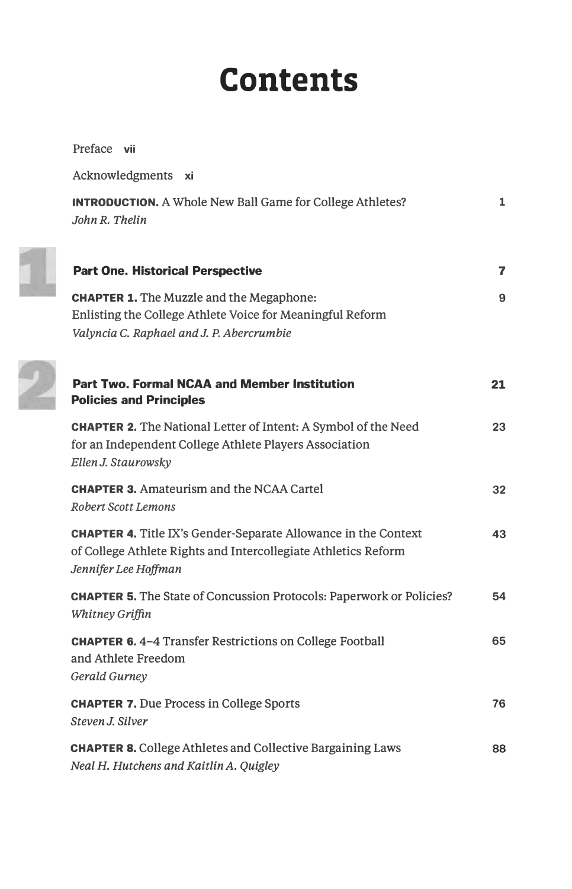# Contents

Preface vii

Acknowledgments xi

**INTRODUCTION.** A Whole New Ball Game for College Athletes? 1
*John R. Thelin*

## Part One. Historical Perspective 7

**CHAPTER 1.** The Muzzle and the Megaphone: Enlisting the College Athlete Voice for Meaningful Reform 9
*Valyncia C. Raphael and J. P. Abercrumbie*

## Part Two. Formal NCAA and Member Institution Policies and Principles 21

**CHAPTER 2.** The National Letter of Intent: A Symbol of the Need for an Independent College Athlete Players Association 23
*Ellen J. Staurowsky*

**CHAPTER 3.** Amateurism and the NCAA Cartel 32
*Robert Scott Lemons*

**CHAPTER 4.** Title IX's Gender-Separate Allowance in the Context of College Athlete Rights and Intercollegiate Athletics Reform 43
*Jennifer Lee Hoffman*

**CHAPTER 5.** The State of Concussion Protocols: Paperwork or Policies? 54
*Whitney Griffin*

**CHAPTER 6.** 4–4 Transfer Restrictions on College Football and Athlete Freedom 65
*Gerald Gurney*

**CHAPTER 7.** Due Process in College Sports 76
*Steven J. Silver*

**CHAPTER 8.** College Athletes and Collective Bargaining Laws 88
*Neal H. Hutchens and Kaitlin A. Quigley*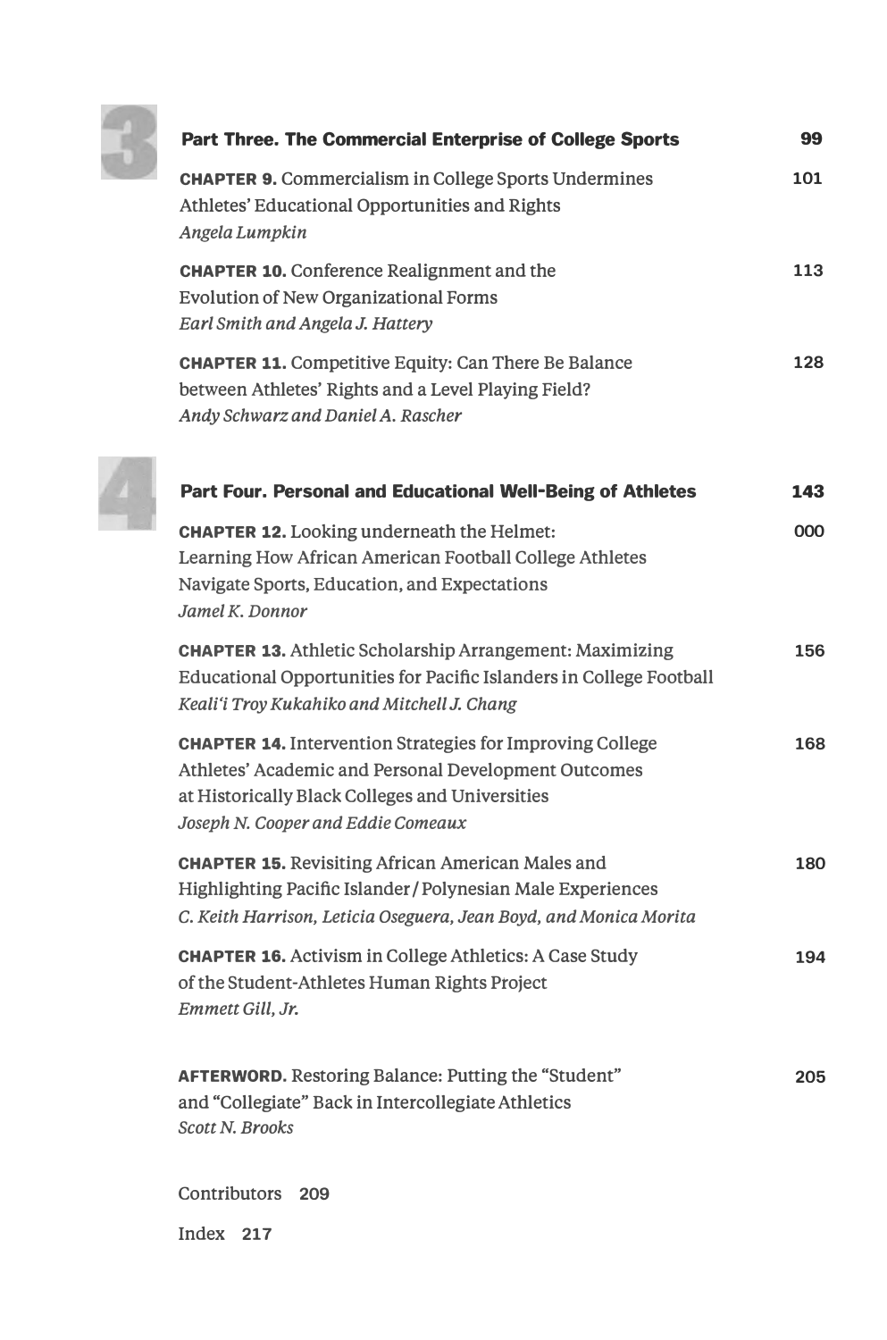## Part Three. The Commercial Enterprise of College Sports — 99

**CHAPTER 9.** Commercialism in College Sports Undermines Athletes' Educational Opportunities and Rights — 101
*Angela Lumpkin*

**CHAPTER 10.** Conference Realignment and the Evolution of New Organizational Forms — 113
*Earl Smith and Angela J. Hattery*

**CHAPTER 11.** Competitive Equity: Can There Be Balance between Athletes' Rights and a Level Playing Field? — 128
*Andy Schwarz and Daniel A. Rascher*

## Part Four. Personal and Educational Well-Being of Athletes — 143

**CHAPTER 12.** Looking underneath the Helmet: Learning How African American Football College Athletes Navigate Sports, Education, and Expectations — 000
*Jamel K. Donnor*

**CHAPTER 13.** Athletic Scholarship Arrangement: Maximizing Educational Opportunities for Pacific Islanders in College Football — 156
*Keali'i Troy Kukahiko and Mitchell J. Chang*

**CHAPTER 14.** Intervention Strategies for Improving College Athletes' Academic and Personal Development Outcomes at Historically Black Colleges and Universities — 168
*Joseph N. Cooper and Eddie Comeaux*

**CHAPTER 15.** Revisiting African American Males and Highlighting Pacific Islander / Polynesian Male Experiences — 180
*C. Keith Harrison, Leticia Oseguera, Jean Boyd, and Monica Morita*

**CHAPTER 16.** Activism in College Athletics: A Case Study of the Student-Athletes Human Rights Project — 194
*Emmett Gill, Jr.*

**AFTERWORD.** Restoring Balance: Putting the "Student" and "Collegiate" Back in Intercollegiate Athletics — 205
*Scott N. Brooks*

Contributors — 209

Index — 217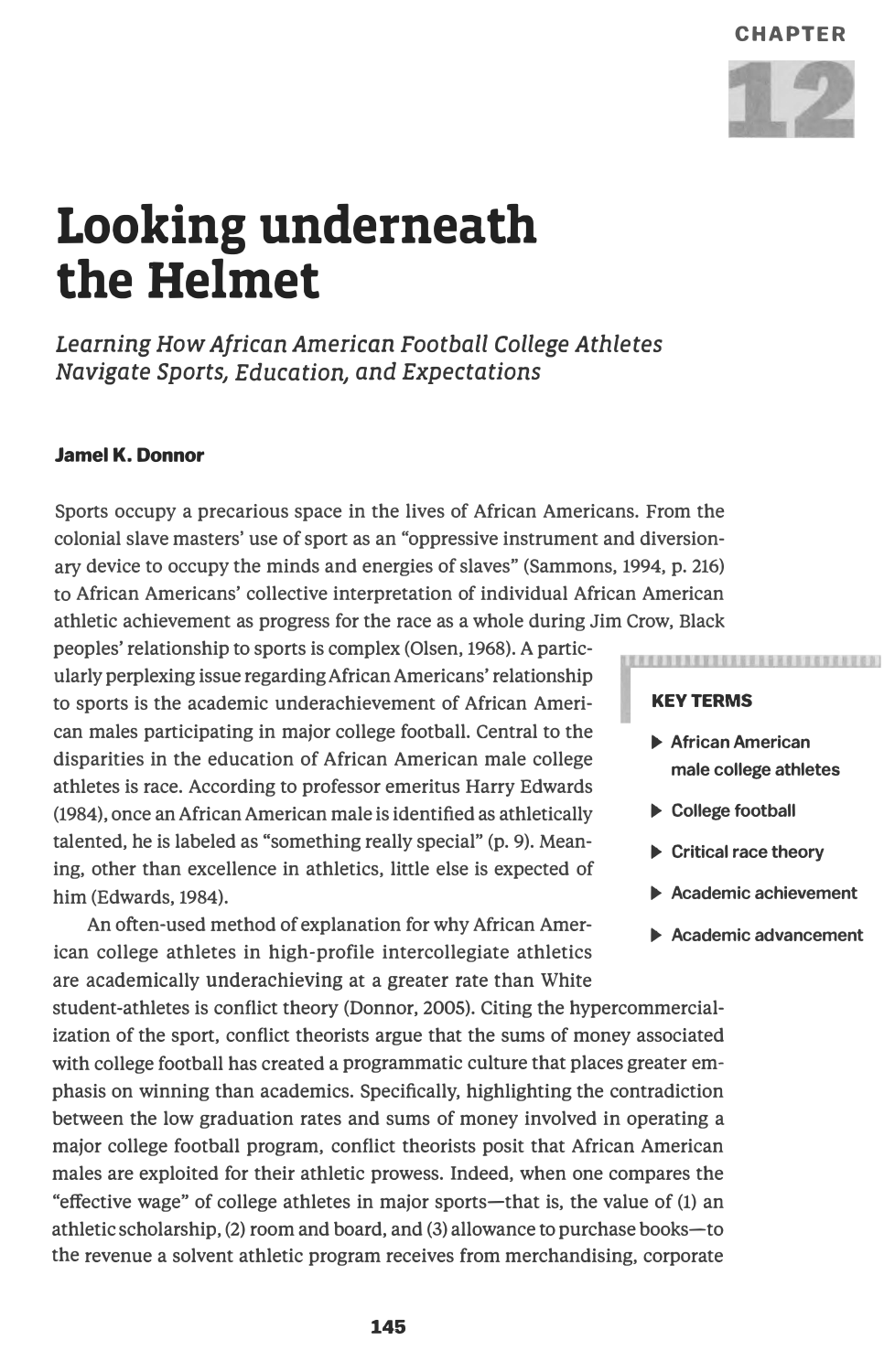CHAPTER 12

# Looking underneath the Helmet

## *Learning How African American Football College Athletes Navigate Sports, Education, and Expectations*

**Jamel K. Donnor**

Sports occupy a precarious space in the lives of African Americans. From the colonial slave masters' use of sport as an "oppressive instrument and diversionary device to occupy the minds and energies of slaves" (Sammons, 1994, p. 216) to African Americans' collective interpretation of individual African American athletic achievement as progress for the race as a whole during Jim Crow, Black peoples' relationship to sports is complex (Olsen, 1968). A particularly perplexing issue regarding African Americans' relationship to sports is the academic underachievement of African American males participating in major college football. Central to the disparities in the education of African American male college athletes is race. According to professor emeritus Harry Edwards (1984), once an African American male is identified as athletically talented, he is labeled as "something really special" (p. 9). Meaning, other than excellence in athletics, little else is expected of him (Edwards, 1984).

**KEY TERMS**

- African American male college athletes
- College football
- Critical race theory
- Academic achievement
- Academic advancement

An often-used method of explanation for why African American college athletes in high-profile intercollegiate athletics are academically underachieving at a greater rate than White student-athletes is conflict theory (Donnor, 2005). Citing the hypercommercialization of the sport, conflict theorists argue that the sums of money associated with college football has created a programmatic culture that places greater emphasis on winning than academics. Specifically, highlighting the contradiction between the low graduation rates and sums of money involved in operating a major college football program, conflict theorists posit that African American males are exploited for their athletic prowess. Indeed, when one compares the "effective wage" of college athletes in major sports—that is, the value of (1) an athletic scholarship, (2) room and board, and (3) allowance to purchase books—to the revenue a solvent athletic program receives from merchandising, corporate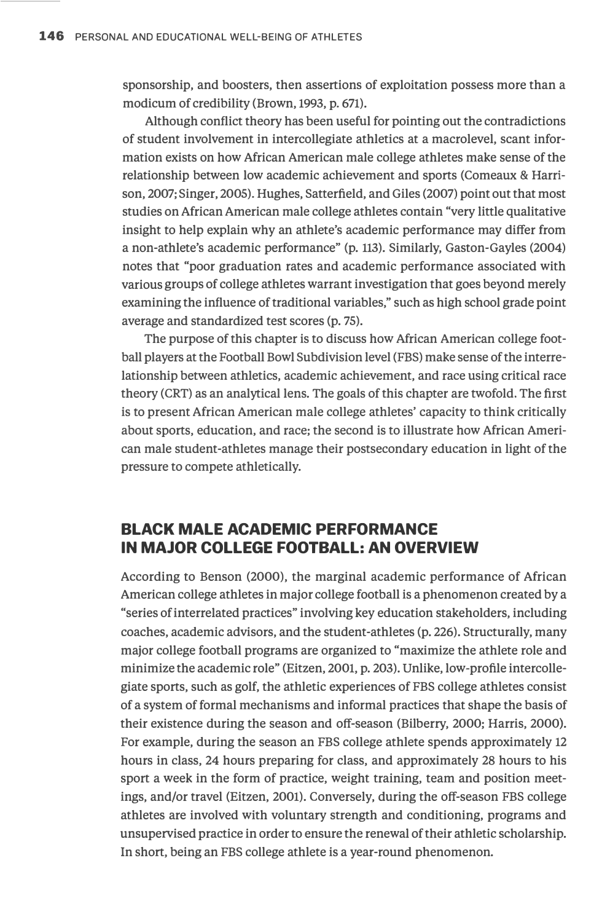sponsorship, and boosters, then assertions of exploitation possess more than a modicum of credibility (Brown, 1993, p. 671).

Although conflict theory has been useful for pointing out the contradictions of student involvement in intercollegiate athletics at a macrolevel, scant information exists on how African American male college athletes make sense of the relationship between low academic achievement and sports (Comeaux & Harrison, 2007; Singer, 2005). Hughes, Satterfield, and Giles (2007) point out that most studies on African American male college athletes contain "very little qualitative insight to help explain why an athlete's academic performance may differ from a non-athlete's academic performance" (p. 113). Similarly, Gaston-Gayles (2004) notes that "poor graduation rates and academic performance associated with various groups of college athletes warrant investigation that goes beyond merely examining the influence of traditional variables," such as high school grade point average and standardized test scores (p. 75).

The purpose of this chapter is to discuss how African American college football players at the Football Bowl Subdivision level (FBS) make sense of the interrelationship between athletics, academic achievement, and race using critical race theory (CRT) as an analytical lens. The goals of this chapter are twofold. The first is to present African American male college athletes' capacity to think critically about sports, education, and race; the second is to illustrate how African American male student-athletes manage their postsecondary education in light of the pressure to compete athletically.

## BLACK MALE ACADEMIC PERFORMANCE IN MAJOR COLLEGE FOOTBALL: AN OVERVIEW

According to Benson (2000), the marginal academic performance of African American college athletes in major college football is a phenomenon created by a "series of interrelated practices" involving key education stakeholders, including coaches, academic advisors, and the student-athletes (p. 226). Structurally, many major college football programs are organized to "maximize the athlete role and minimize the academic role" (Eitzen, 2001, p. 203). Unlike, low-profile intercollegiate sports, such as golf, the athletic experiences of FBS college athletes consist of a system of formal mechanisms and informal practices that shape the basis of their existence during the season and off-season (Bilberry, 2000; Harris, 2000). For example, during the season an FBS college athlete spends approximately 12 hours in class, 24 hours preparing for class, and approximately 28 hours to his sport a week in the form of practice, weight training, team and position meetings, and/or travel (Eitzen, 2001). Conversely, during the off-season FBS college athletes are involved with voluntary strength and conditioning, programs and unsupervised practice in order to ensure the renewal of their athletic scholarship. In short, being an FBS college athlete is a year-round phenomenon.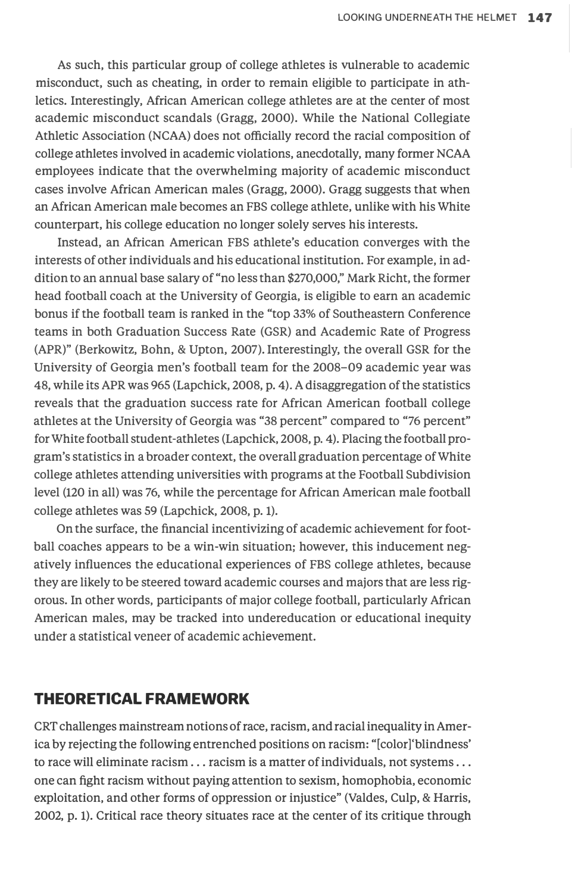As such, this particular group of college athletes is vulnerable to academic misconduct, such as cheating, in order to remain eligible to participate in athletics. Interestingly, African American college athletes are at the center of most academic misconduct scandals (Gragg, 2000). While the National Collegiate Athletic Association (NCAA) does not officially record the racial composition of college athletes involved in academic violations, anecdotally, many former NCAA employees indicate that the overwhelming majority of academic misconduct cases involve African American males (Gragg, 2000). Gragg suggests that when an African American male becomes an FBS college athlete, unlike with his White counterpart, his college education no longer solely serves his interests.

Instead, an African American FBS athlete's education converges with the interests of other individuals and his educational institution. For example, in addition to an annual base salary of "no less than $270,000," Mark Richt, the former head football coach at the University of Georgia, is eligible to earn an academic bonus if the football team is ranked in the "top 33% of Southeastern Conference teams in both Graduation Success Rate (GSR) and Academic Rate of Progress (APR)" (Berkowitz, Bohn, & Upton, 2007). Interestingly, the overall GSR for the University of Georgia men's football team for the 2008–09 academic year was 48, while its APR was 965 (Lapchick, 2008, p. 4). A disaggregation of the statistics reveals that the graduation success rate for African American football college athletes at the University of Georgia was "38 percent" compared to "76 percent" for White football student-athletes (Lapchick, 2008, p. 4). Placing the football program's statistics in a broader context, the overall graduation percentage of White college athletes attending universities with programs at the Football Subdivision level (120 in all) was 76, while the percentage for African American male football college athletes was 59 (Lapchick, 2008, p. 1).

On the surface, the financial incentivizing of academic achievement for football coaches appears to be a win-win situation; however, this inducement negatively influences the educational experiences of FBS college athletes, because they are likely to be steered toward academic courses and majors that are less rigorous. In other words, participants of major college football, particularly African American males, may be tracked into undereducation or educational inequity under a statistical veneer of academic achievement.

## THEORETICAL FRAMEWORK

CRT challenges mainstream notions of race, racism, and racial inequality in America by rejecting the following entrenched positions on racism: "[color]'blindness' to race will eliminate racism . . . racism is a matter of individuals, not systems . . . one can fight racism without paying attention to sexism, homophobia, economic exploitation, and other forms of oppression or injustice" (Valdes, Culp, & Harris, 2002, p. 1). Critical race theory situates race at the center of its critique through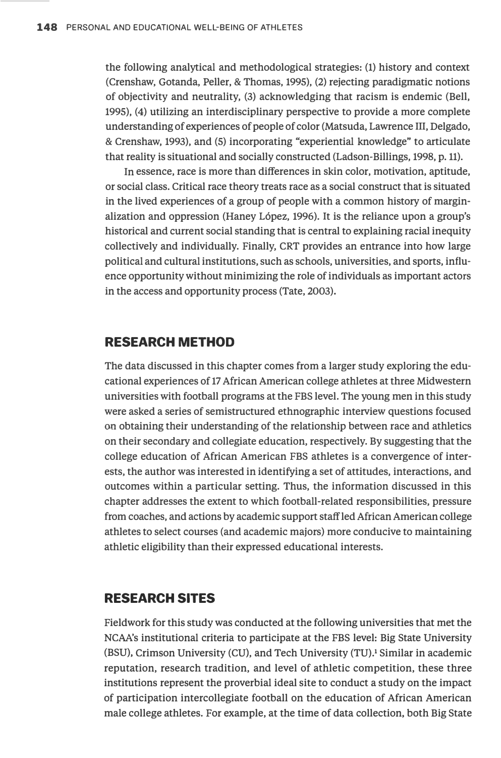the following analytical and methodological strategies: (1) history and context (Crenshaw, Gotanda, Peller, & Thomas, 1995), (2) rejecting paradigmatic notions of objectivity and neutrality, (3) acknowledging that racism is endemic (Bell, 1995), (4) utilizing an interdisciplinary perspective to provide a more complete understanding of experiences of people of color (Matsuda, Lawrence III, Delgado, & Crenshaw, 1993), and (5) incorporating "experiential knowledge" to articulate that reality is situational and socially constructed (Ladson-Billings, 1998, p. 11).

In essence, race is more than differences in skin color, motivation, aptitude, or social class. Critical race theory treats race as a social construct that is situated in the lived experiences of a group of people with a common history of marginalization and oppression (Haney López, 1996). It is the reliance upon a group's historical and current social standing that is central to explaining racial inequity collectively and individually. Finally, CRT provides an entrance into how large political and cultural institutions, such as schools, universities, and sports, influence opportunity without minimizing the role of individuals as important actors in the access and opportunity process (Tate, 2003).

## RESEARCH METHOD

The data discussed in this chapter comes from a larger study exploring the educational experiences of 17 African American college athletes at three Midwestern universities with football programs at the FBS level. The young men in this study were asked a series of semistructured ethnographic interview questions focused on obtaining their understanding of the relationship between race and athletics on their secondary and collegiate education, respectively. By suggesting that the college education of African American FBS athletes is a convergence of interests, the author was interested in identifying a set of attitudes, interactions, and outcomes within a particular setting. Thus, the information discussed in this chapter addresses the extent to which football-related responsibilities, pressure from coaches, and actions by academic support staff led African American college athletes to select courses (and academic majors) more conducive to maintaining athletic eligibility than their expressed educational interests.

## RESEARCH SITES

Fieldwork for this study was conducted at the following universities that met the NCAA's institutional criteria to participate at the FBS level: Big State University (BSU), Crimson University (CU), and Tech University (TU).[1] Similar in academic reputation, research tradition, and level of athletic competition, these three institutions represent the proverbial ideal site to conduct a study on the impact of participation intercollegiate football on the education of African American male college athletes. For example, at the time of data collection, both Big State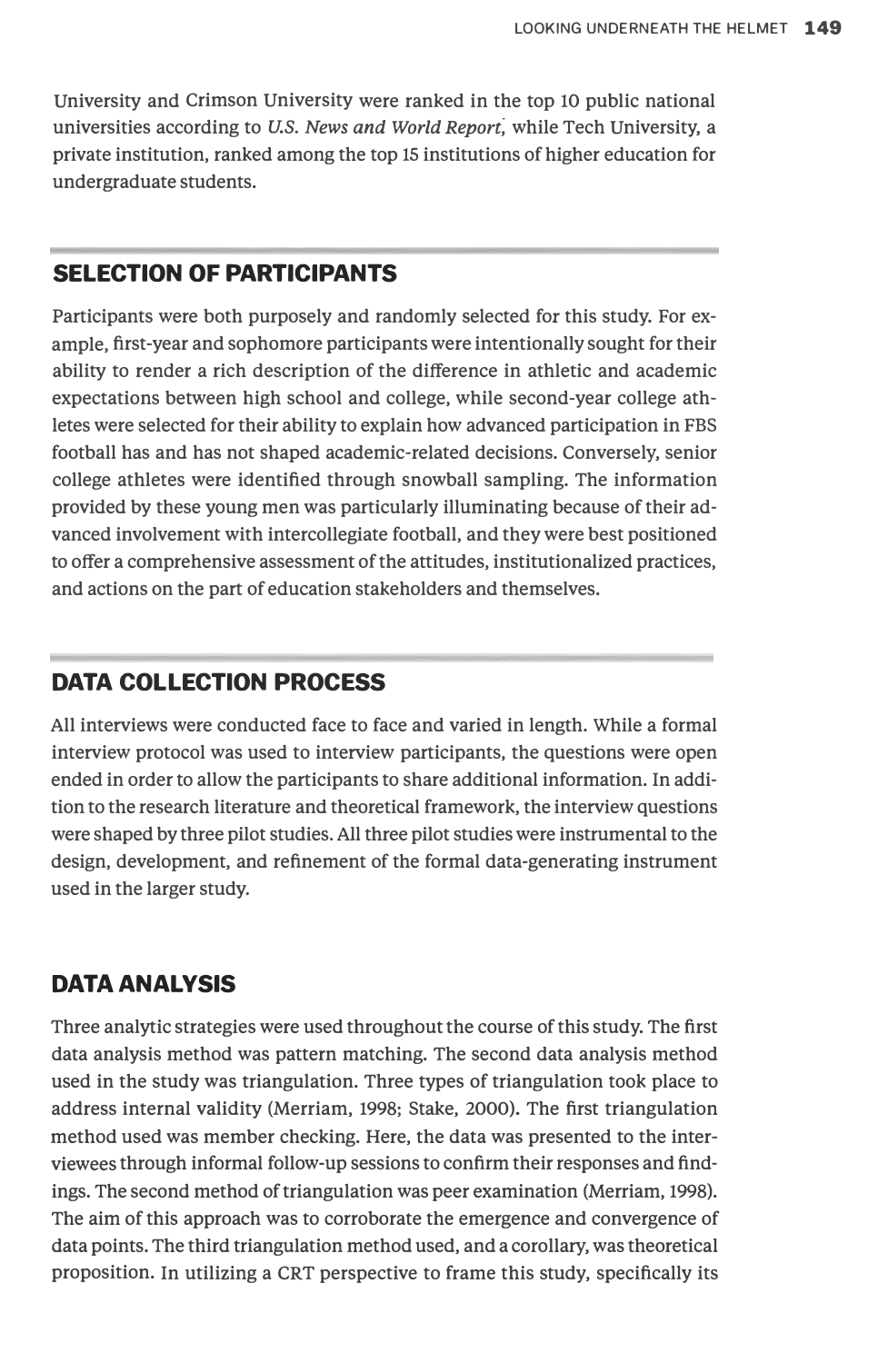University and Crimson University were ranked in the top 10 public national universities according to *U.S. News and World Report*, while Tech University, a private institution, ranked among the top 15 institutions of higher education for undergraduate students.

## SELECTION OF PARTICIPANTS

Participants were both purposely and randomly selected for this study. For example, first-year and sophomore participants were intentionally sought for their ability to render a rich description of the difference in athletic and academic expectations between high school and college, while second-year college athletes were selected for their ability to explain how advanced participation in FBS football has and has not shaped academic-related decisions. Conversely, senior college athletes were identified through snowball sampling. The information provided by these young men was particularly illuminating because of their advanced involvement with intercollegiate football, and they were best positioned to offer a comprehensive assessment of the attitudes, institutionalized practices, and actions on the part of education stakeholders and themselves.

## DATA COLLECTION PROCESS

All interviews were conducted face to face and varied in length. While a formal interview protocol was used to interview participants, the questions were open ended in order to allow the participants to share additional information. In addition to the research literature and theoretical framework, the interview questions were shaped by three pilot studies. All three pilot studies were instrumental to the design, development, and refinement of the formal data-generating instrument used in the larger study.

## DATA ANALYSIS

Three analytic strategies were used throughout the course of this study. The first data analysis method was pattern matching. The second data analysis method used in the study was triangulation. Three types of triangulation took place to address internal validity (Merriam, 1998; Stake, 2000). The first triangulation method used was member checking. Here, the data was presented to the interviewees through informal follow-up sessions to confirm their responses and findings. The second method of triangulation was peer examination (Merriam, 1998). The aim of this approach was to corroborate the emergence and convergence of data points. The third triangulation method used, and a corollary, was theoretical proposition. In utilizing a CRT perspective to frame this study, specifically its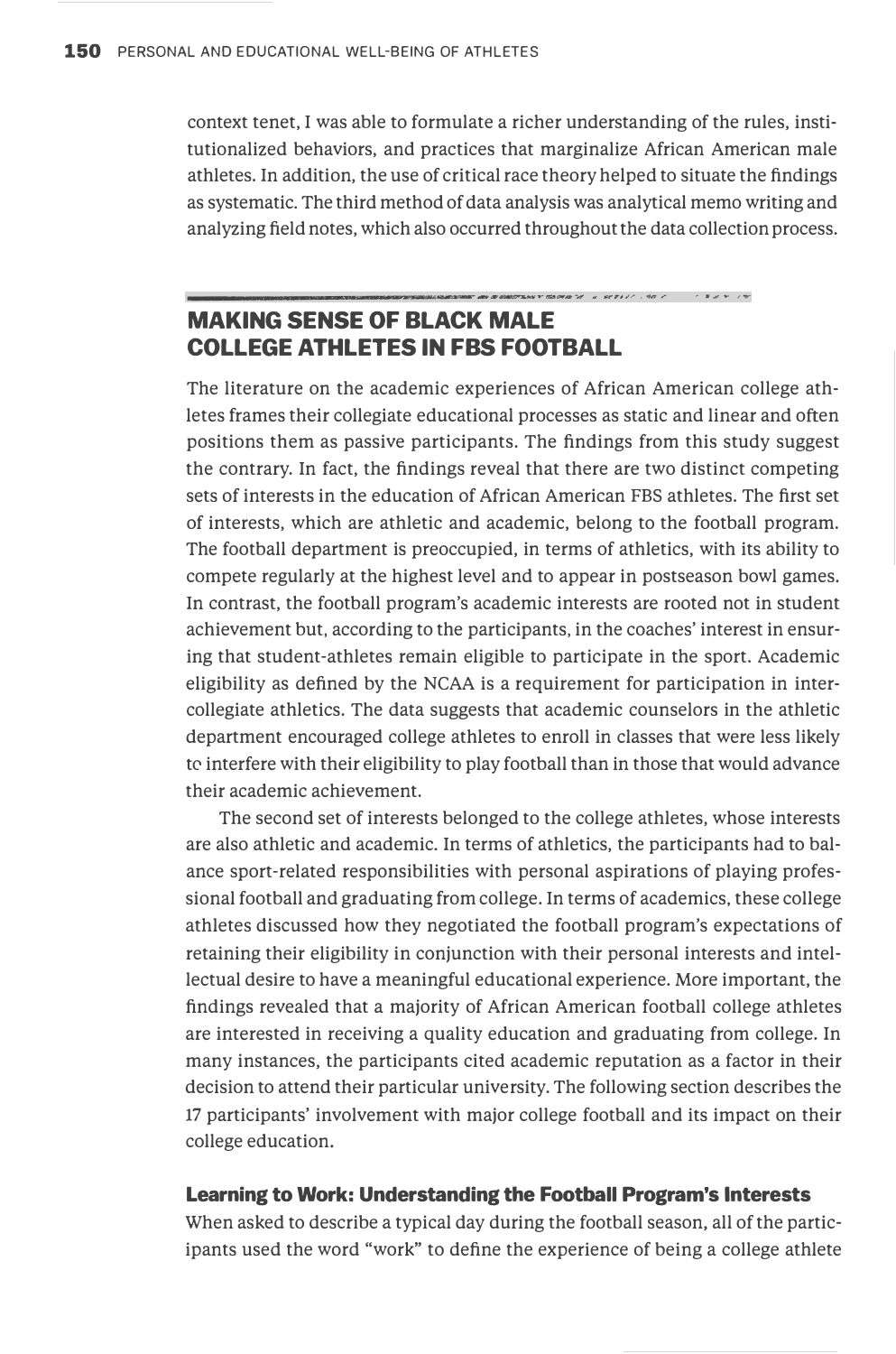context tenet, I was able to formulate a richer understanding of the rules, institutionalized behaviors, and practices that marginalize African American male athletes. In addition, the use of critical race theory helped to situate the findings as systematic. The third method of data analysis was analytical memo writing and analyzing field notes, which also occurred throughout the data collection process.

## MAKING SENSE OF BLACK MALE COLLEGE ATHLETES IN FBS FOOTBALL

The literature on the academic experiences of African American college athletes frames their collegiate educational processes as static and linear and often positions them as passive participants. The findings from this study suggest the contrary. In fact, the findings reveal that there are two distinct competing sets of interests in the education of African American FBS athletes. The first set of interests, which are athletic and academic, belong to the football program. The football department is preoccupied, in terms of athletics, with its ability to compete regularly at the highest level and to appear in postseason bowl games. In contrast, the football program's academic interests are rooted not in student achievement but, according to the participants, in the coaches' interest in ensuring that student-athletes remain eligible to participate in the sport. Academic eligibility as defined by the NCAA is a requirement for participation in intercollegiate athletics. The data suggests that academic counselors in the athletic department encouraged college athletes to enroll in classes that were less likely to interfere with their eligibility to play football than in those that would advance their academic achievement.

The second set of interests belonged to the college athletes, whose interests are also athletic and academic. In terms of athletics, the participants had to balance sport-related responsibilities with personal aspirations of playing professional football and graduating from college. In terms of academics, these college athletes discussed how they negotiated the football program's expectations of retaining their eligibility in conjunction with their personal interests and intellectual desire to have a meaningful educational experience. More important, the findings revealed that a majority of African American football college athletes are interested in receiving a quality education and graduating from college. In many instances, the participants cited academic reputation as a factor in their decision to attend their particular university. The following section describes the 17 participants' involvement with major college football and its impact on their college education.

### Learning to Work: Understanding the Football Program's Interests

When asked to describe a typical day during the football season, all of the participants used the word "work" to define the experience of being a college athlete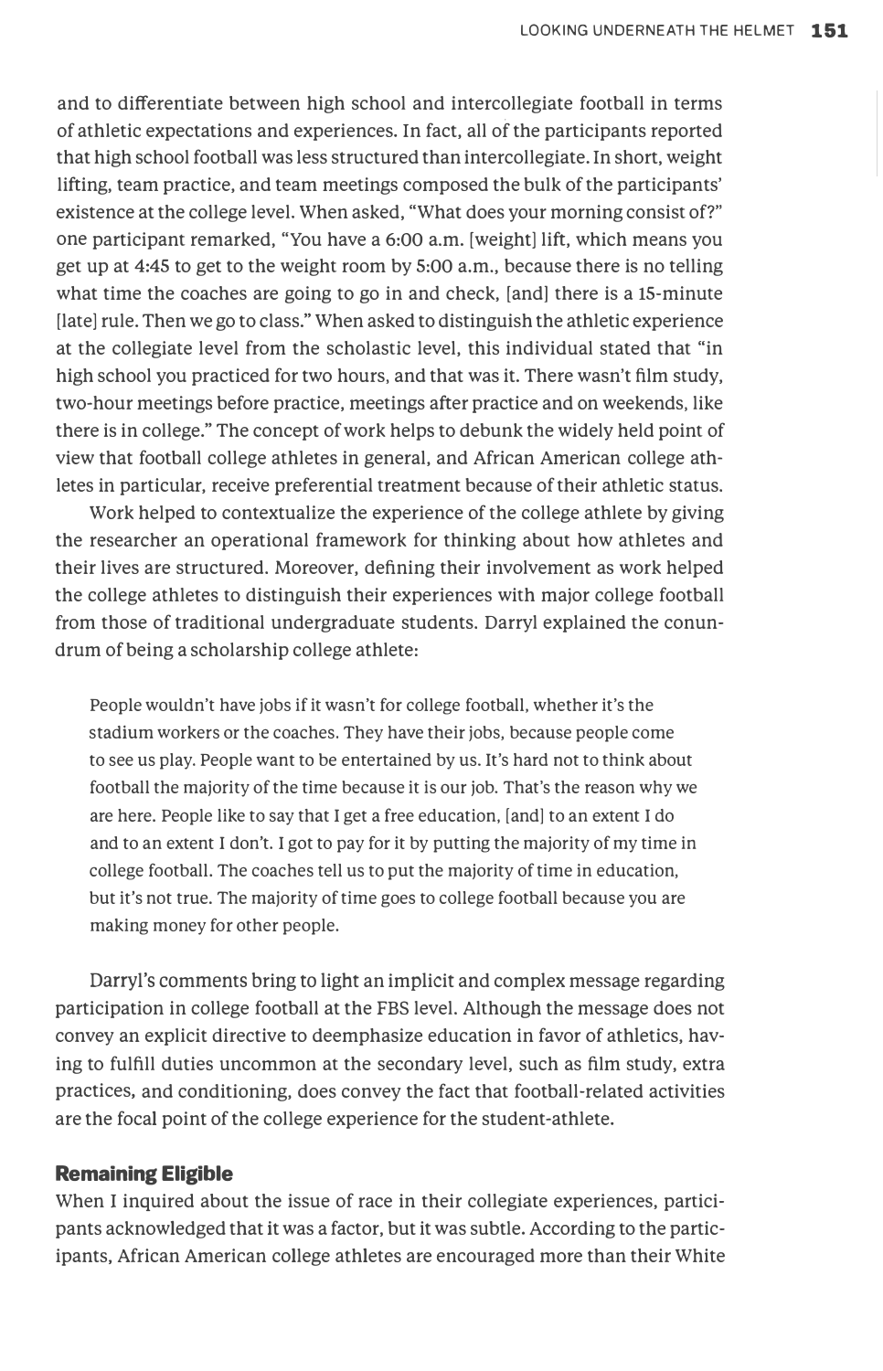and to differentiate between high school and intercollegiate football in terms of athletic expectations and experiences. In fact, all of the participants reported that high school football was less structured than intercollegiate. In short, weight lifting, team practice, and team meetings composed the bulk of the participants' existence at the college level. When asked, "What does your morning consist of?" one participant remarked, "You have a 6:00 a.m. [weight] lift, which means you get up at 4:45 to get to the weight room by 5:00 a.m., because there is no telling what time the coaches are going to go in and check, [and] there is a 15-minute [late] rule. Then we go to class." When asked to distinguish the athletic experience at the collegiate level from the scholastic level, this individual stated that "in high school you practiced for two hours, and that was it. There wasn't film study, two-hour meetings before practice, meetings after practice and on weekends, like there is in college." The concept of work helps to debunk the widely held point of view that football college athletes in general, and African American college athletes in particular, receive preferential treatment because of their athletic status.

Work helped to contextualize the experience of the college athlete by giving the researcher an operational framework for thinking about how athletes and their lives are structured. Moreover, defining their involvement as work helped the college athletes to distinguish their experiences with major college football from those of traditional undergraduate students. Darryl explained the conundrum of being a scholarship college athlete:

> People wouldn't have jobs if it wasn't for college football, whether it's the stadium workers or the coaches. They have their jobs, because people come to see us play. People want to be entertained by us. It's hard not to think about football the majority of the time because it is our job. That's the reason why we are here. People like to say that I get a free education, [and] to an extent I do and to an extent I don't. I got to pay for it by putting the majority of my time in college football. The coaches tell us to put the majority of time in education, but it's not true. The majority of time goes to college football because you are making money for other people.

Darryl's comments bring to light an implicit and complex message regarding participation in college football at the FBS level. Although the message does not convey an explicit directive to deemphasize education in favor of athletics, having to fulfill duties uncommon at the secondary level, such as film study, extra practices, and conditioning, does convey the fact that football-related activities are the focal point of the college experience for the student-athlete.

### Remaining Eligible

When I inquired about the issue of race in their collegiate experiences, participants acknowledged that it was a factor, but it was subtle. According to the participants, African American college athletes are encouraged more than their White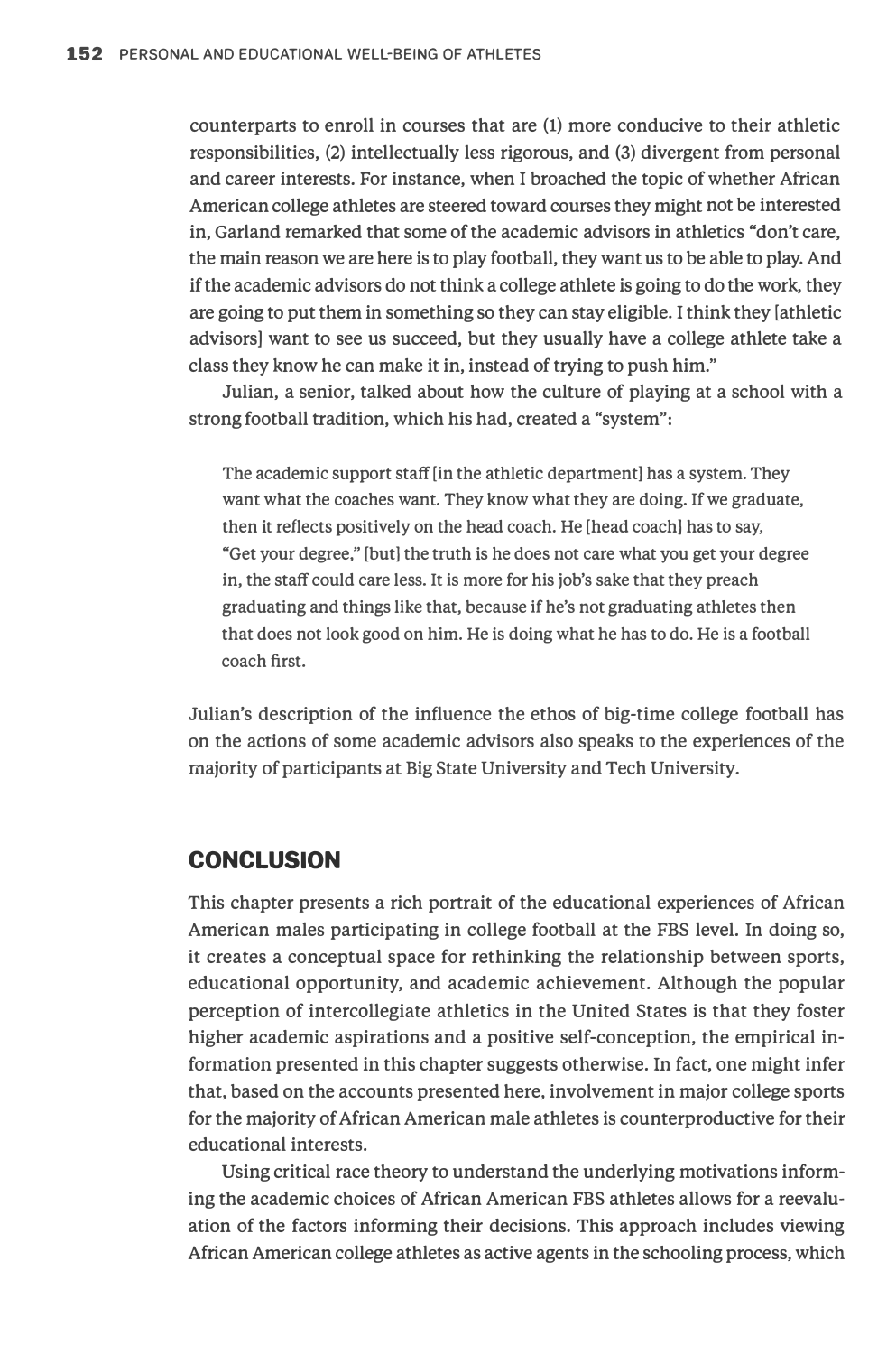counterparts to enroll in courses that are (1) more conducive to their athletic responsibilities, (2) intellectually less rigorous, and (3) divergent from personal and career interests. For instance, when I broached the topic of whether African American college athletes are steered toward courses they might not be interested in, Garland remarked that some of the academic advisors in athletics "don't care, the main reason we are here is to play football, they want us to be able to play. And if the academic advisors do not think a college athlete is going to do the work, they are going to put them in something so they can stay eligible. I think they [athletic advisors] want to see us succeed, but they usually have a college athlete take a class they know he can make it in, instead of trying to push him."

Julian, a senior, talked about how the culture of playing at a school with a strong football tradition, which his had, created a "system":

> The academic support staff [in the athletic department] has a system. They want what the coaches want. They know what they are doing. If we graduate, then it reflects positively on the head coach. He [head coach] has to say, "Get your degree," [but] the truth is he does not care what you get your degree in, the staff could care less. It is more for his job's sake that they preach graduating and things like that, because if he's not graduating athletes then that does not look good on him. He is doing what he has to do. He is a football coach first.

Julian's description of the influence the ethos of big-time college football has on the actions of some academic advisors also speaks to the experiences of the majority of participants at Big State University and Tech University.

## CONCLUSION

This chapter presents a rich portrait of the educational experiences of African American males participating in college football at the FBS level. In doing so, it creates a conceptual space for rethinking the relationship between sports, educational opportunity, and academic achievement. Although the popular perception of intercollegiate athletics in the United States is that they foster higher academic aspirations and a positive self-conception, the empirical information presented in this chapter suggests otherwise. In fact, one might infer that, based on the accounts presented here, involvement in major college sports for the majority of African American male athletes is counterproductive for their educational interests.

Using critical race theory to understand the underlying motivations informing the academic choices of African American FBS athletes allows for a reevaluation of the factors informing their decisions. This approach includes viewing African American college athletes as active agents in the schooling process, which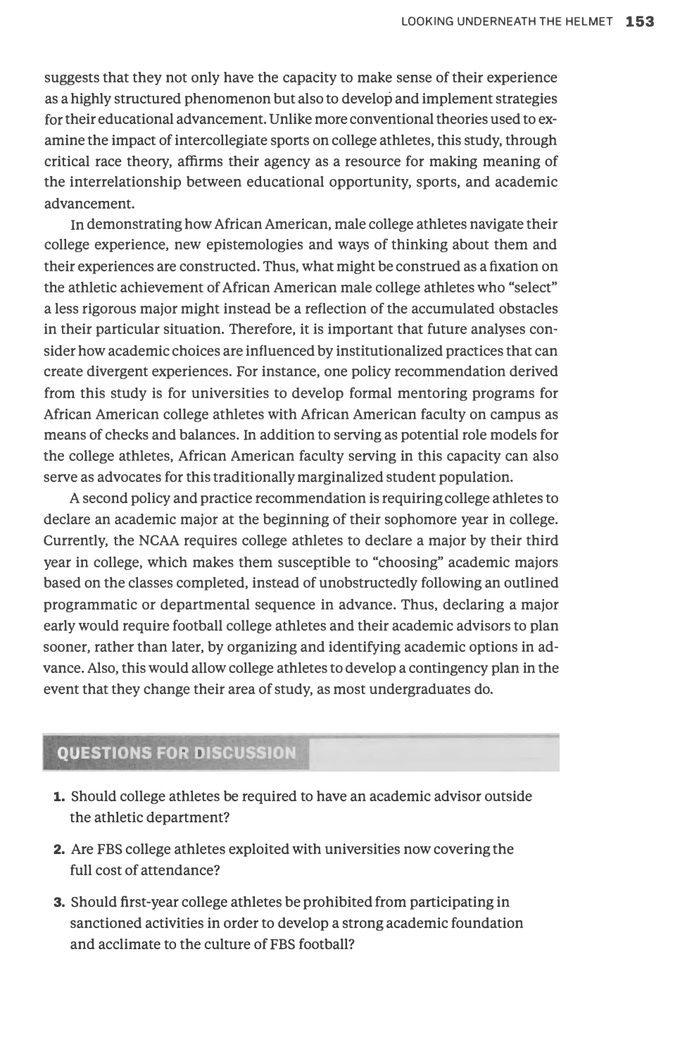suggests that they not only have the capacity to make sense of their experience as a highly structured phenomenon but also to develop and implement strategies for their educational advancement. Unlike more conventional theories used to examine the impact of intercollegiate sports on college athletes, this study, through critical race theory, affirms their agency as a resource for making meaning of the interrelationship between educational opportunity, sports, and academic advancement.

In demonstrating how African American, male college athletes navigate their college experience, new epistemologies and ways of thinking about them and their experiences are constructed. Thus, what might be construed as a fixation on the athletic achievement of African American male college athletes who "select" a less rigorous major might instead be a reflection of the accumulated obstacles in their particular situation. Therefore, it is important that future analyses consider how academic choices are influenced by institutionalized practices that can create divergent experiences. For instance, one policy recommendation derived from this study is for universities to develop formal mentoring programs for African American college athletes with African American faculty on campus as means of checks and balances. In addition to serving as potential role models for the college athletes, African American faculty serving in this capacity can also serve as advocates for this traditionally marginalized student population.

A second policy and practice recommendation is requiring college athletes to declare an academic major at the beginning of their sophomore year in college. Currently, the NCAA requires college athletes to declare a major by their third year in college, which makes them susceptible to "choosing" academic majors based on the classes completed, instead of unobstructedly following an outlined programmatic or departmental sequence in advance. Thus, declaring a major early would require football college athletes and their academic advisors to plan sooner, rather than later, by organizing and identifying academic options in advance. Also, this would allow college athletes to develop a contingency plan in the event that they change their area of study, as most undergraduates do.

## QUESTIONS FOR DISCUSSION

1. Should college athletes be required to have an academic advisor outside the athletic department?
2. Are FBS college athletes exploited with universities now covering the full cost of attendance?
3. Should first-year college athletes be prohibited from participating in sanctioned activities in order to develop a strong academic foundation and acclimate to the culture of FBS football?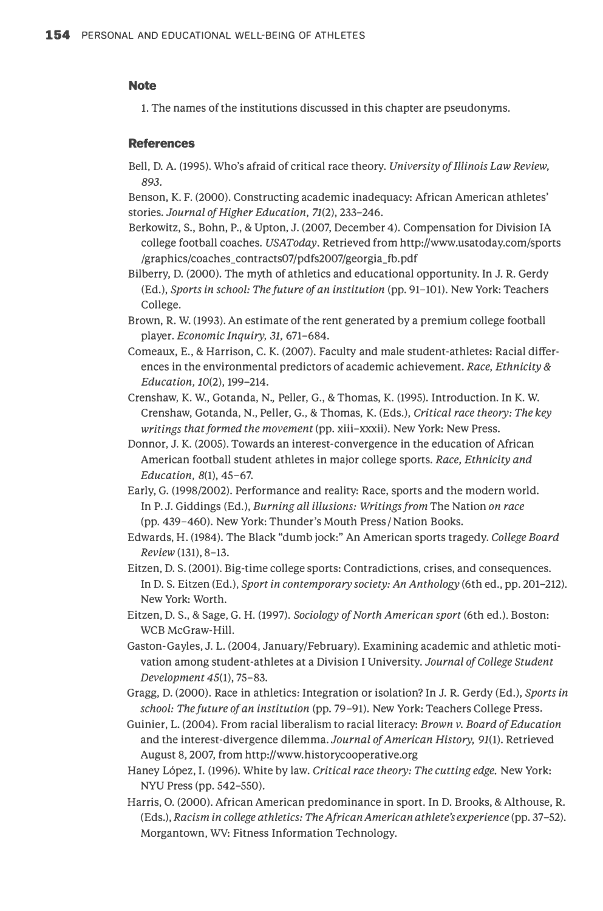## Note

1. The names of the institutions discussed in this chapter are pseudonyms.

## References

Bell, D. A. (1995). Who's afraid of critical race theory. *University of Illinois Law Review, 893.*

Benson, K. F. (2000). Constructing academic inadequacy: African American athletes' stories. *Journal of Higher Education, 71*(2), 233–246.

Berkowitz, S., Bohn, P., & Upton, J. (2007, December 4). Compensation for Division IA college football coaches. *USAToday*. Retrieved from http://www.usatoday.com/sports/graphics/coaches_contracts07/pdfs2007/georgia_fb.pdf

Bilberry, D. (2000). The myth of athletics and educational opportunity. In J. R. Gerdy (Ed.), *Sports in school: The future of an institution* (pp. 91–101). New York: Teachers College.

Brown, R. W. (1993). An estimate of the rent generated by a premium college football player. *Economic Inquiry, 31,* 671–684.

Comeaux, E., & Harrison, C. K. (2007). Faculty and male student-athletes: Racial differences in the environmental predictors of academic achievement. *Race, Ethnicity & Education, 10*(2), 199–214.

Crenshaw, K. W., Gotanda, N., Peller, G., & Thomas, K. (1995). Introduction. In K. W. Crenshaw, Gotanda, N., Peller, G., & Thomas, K. (Eds.), *Critical race theory: The key writings that formed the movement* (pp. xiii–xxxii). New York: New Press.

Donnor, J. K. (2005). Towards an interest-convergence in the education of African American football student athletes in major college sports. *Race, Ethnicity and Education, 8*(1), 45–67.

Early, G. (1998/2002). Performance and reality: Race, sports and the modern world. In P. J. Giddings (Ed.), *Burning all illusions: Writings from* The Nation *on race* (pp. 439–460). New York: Thunder's Mouth Press / Nation Books.

Edwards, H. (1984). The Black "dumb jock:" An American sports tragedy. *College Board Review* (131), 8–13.

Eitzen, D. S. (2001). Big-time college sports: Contradictions, crises, and consequences. In D. S. Eitzen (Ed.), *Sport in contemporary society: An Anthology* (6th ed., pp. 201–212). New York: Worth.

Eitzen, D. S., & Sage, G. H. (1997). *Sociology of North American sport* (6th ed.). Boston: WCB McGraw-Hill.

Gaston-Gayles, J. L. (2004, January/February). Examining academic and athletic motivation among student-athletes at a Division I University. *Journal of College Student Development 45*(1), 75–83.

Gragg, D. (2000). Race in athletics: Integration or isolation? In J. R. Gerdy (Ed.), *Sports in school: The future of an institution* (pp. 79–91). New York: Teachers College Press.

Guinier, L. (2004). From racial liberalism to racial literacy: *Brown v. Board of Education* and the interest-divergence dilemma. *Journal of American History, 91*(1). Retrieved August 8, 2007, from http://www.historycooperative.org

Haney López, I. (1996). White by law. *Critical race theory: The cutting edge.* New York: NYU Press (pp. 542–550).

Harris, O. (2000). African American predominance in sport. In D. Brooks, & Althouse, R. (Eds.), *Racism in college athletics: The African American athlete's experience* (pp. 37–52). Morgantown, WV: Fitness Information Technology.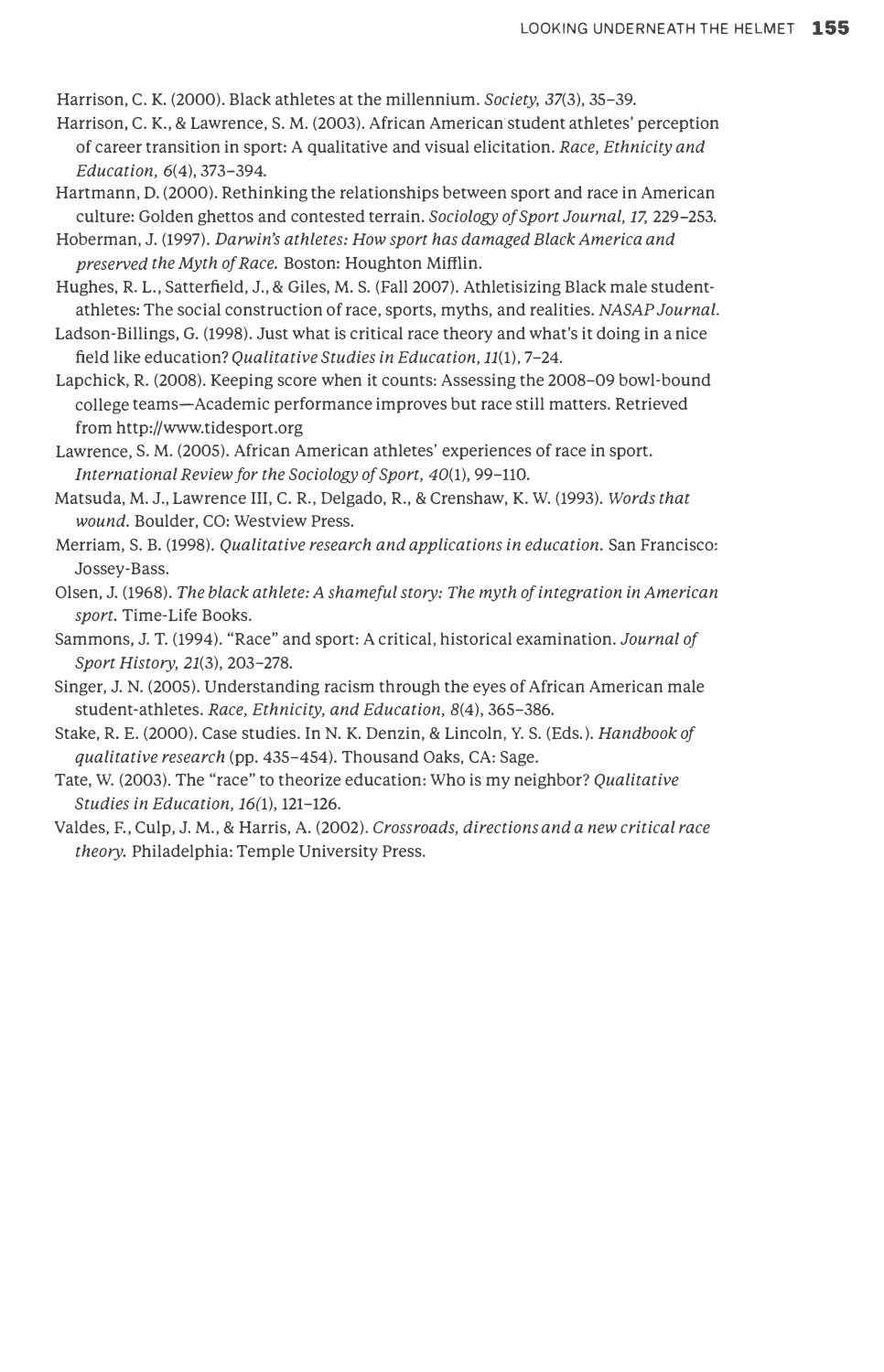Harrison, C. K. (2000). Black athletes at the millennium. *Society, 37*(3), 35–39.

Harrison, C. K., & Lawrence, S. M. (2003). African American student athletes' perception of career transition in sport: A qualitative and visual elicitation. *Race, Ethnicity and Education, 6*(4), 373–394.

Hartmann, D. (2000). Rethinking the relationships between sport and race in American culture: Golden ghettos and contested terrain. *Sociology of Sport Journal, 17,* 229–253.

Hoberman, J. (1997). *Darwin's athletes: How sport has damaged Black America and preserved the Myth of Race.* Boston: Houghton Mifflin.

Hughes, R. L., Satterfield, J., & Giles, M. S. (Fall 2007). Athletisizing Black male student-athletes: The social construction of race, sports, myths, and realities. *NASAP Journal.*

Ladson-Billings, G. (1998). Just what is critical race theory and what's it doing in a nice field like education? *Qualitative Studies in Education, 11*(1), 7–24.

Lapchick, R. (2008). Keeping score when it counts: Assessing the 2008–09 bowl-bound college teams—Academic performance improves but race still matters. Retrieved from http://www.tidesport.org

Lawrence, S. M. (2005). African American athletes' experiences of race in sport. *International Review for the Sociology of Sport, 40*(1), 99–110.

Matsuda, M. J., Lawrence III, C. R., Delgado, R., & Crenshaw, K. W. (1993). *Words that wound.* Boulder, CO: Westview Press.

Merriam, S. B. (1998). *Qualitative research and applications in education.* San Francisco: Jossey-Bass.

Olsen, J. (1968). *The black athlete: A shameful story: The myth of integration in American sport.* Time-Life Books.

Sammons, J. T. (1994). "Race" and sport: A critical, historical examination. *Journal of Sport History, 21*(3), 203–278.

Singer, J. N. (2005). Understanding racism through the eyes of African American male student-athletes. *Race, Ethnicity, and Education, 8*(4), 365–386.

Stake, R. E. (2000). Case studies. In N. K. Denzin, & Lincoln, Y. S. (Eds.). *Handbook of qualitative research* (pp. 435–454). Thousand Oaks, CA: Sage.

Tate, W. (2003). The "race" to theorize education: Who is my neighbor? *Qualitative Studies in Education, 16(*1), 121–126.

Valdes, F., Culp, J. M., & Harris, A. (2002). *Crossroads, directions and a new critical race theory.* Philadelphia: Temple University Press.